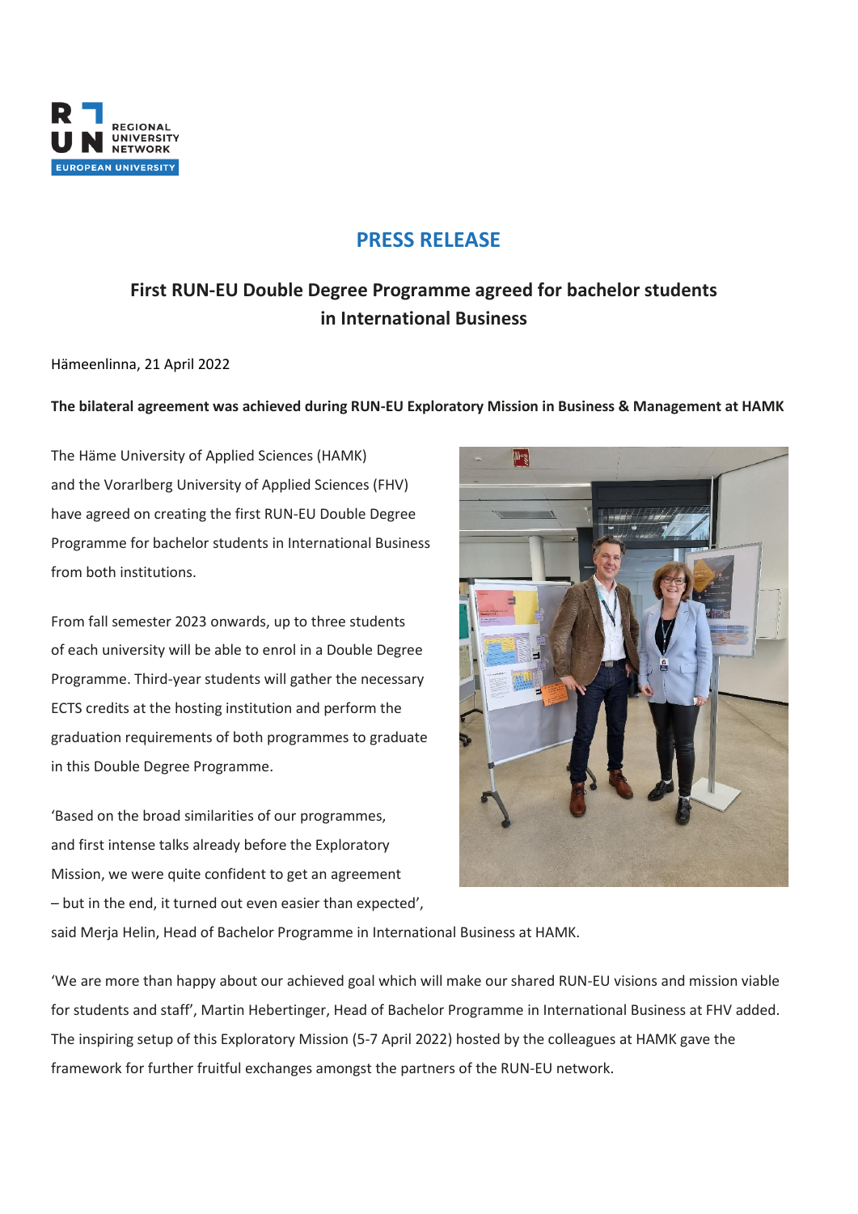# PRESS RELEASE

## First RUN-EU Double Degree Programme agreed for bachelor students in International Business

Hämeenlinna, 21 April 2022

**The bilateral agreement was achieved during RUN-EU Exploratory Mission in Business & Management at HAMK**

The Häme University of Applied Sciences (HAMK) and the Vorarlberg University of Applied Sciences (FHV) have agreed on creating the first RUN-EU Double Degree Programme for bachelor students in International Business from both institutions.

From fall semester 2023 onwards, up to three students of each university will be able to enrol in a Double Degree Programme. Third-year students will gather the necessary ECTS credits at the hosting institution and perform the graduation requirements of both programmes to graduate in this Double Degree Programme.

'Based on the broad similarities of our programmes, and first intense talks already before the Exploratory Mission, we were quite confident to get an agreement – but in the end, it turned out even easier than expected', said Merja Helin, Head of Bachelor Programme in International Business at HAMK.

'We are more than happy about our achieved goal which will make our shared RUN-EU visions and mission viable for students and staff', Martin Hebertinger, Head of Bachelor Programme in International Business at FHV added. The inspiring setup of this Exploratory Mission (5-7 April 2022) hosted by the colleagues at HAMK gave the framework for further fruitful exchanges amongst the partners of the RUN-EU network.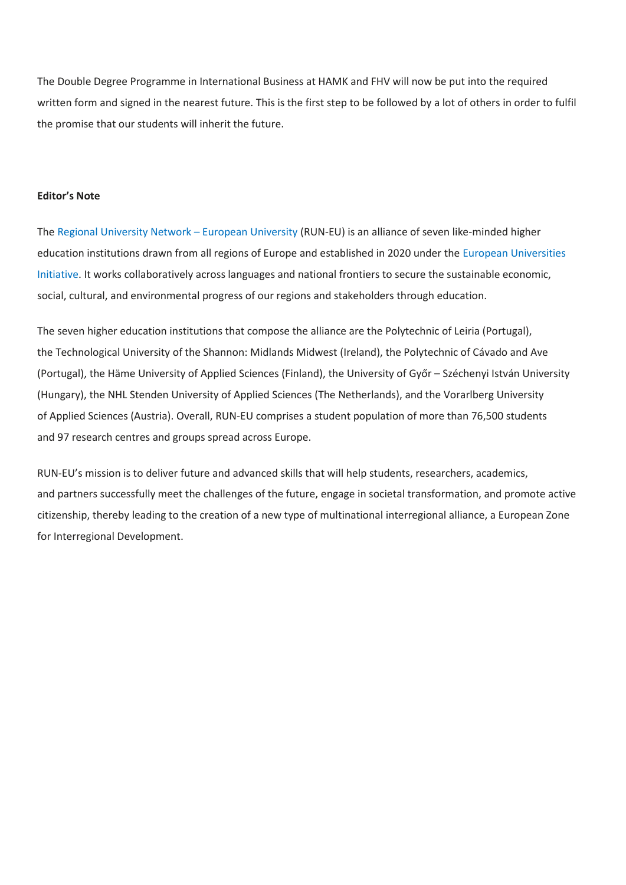The Double Degree Programme in International Business at HAMK and FHV will now be put into the required written form and signed in the nearest future. This is the first step to be followed by a lot of others in order to fulfil the promise that our students will inherit the future.

**Editor's Note**

The Regional University Network – European University (RUN-EU) is an alliance of seven like-minded higher education institutions drawn from all regions of Europe and established in 2020 under the European Universities Initiative. It works collaboratively across languages and national frontiers to secure the sustainable economic, social, cultural, and environmental progress of our regions and stakeholders through education.

The seven higher education institutions that compose the alliance are the Polytechnic of Leiria (Portugal), the Technological University of the Shannon: Midlands Midwest (Ireland), the Polytechnic of Cávado and Ave (Portugal), the Häme University of Applied Sciences (Finland), the University of Győr – Széchenyi István University (Hungary), the NHL Stenden University of Applied Sciences (The Netherlands), and the Vorarlberg University of Applied Sciences (Austria). Overall, RUN-EU comprises a student population of more than 76,500 students and 97 research centres and groups spread across Europe.

RUN-EU's mission is to deliver future and advanced skills that will help students, researchers, academics, and partners successfully meet the challenges of the future, engage in societal transformation, and promote active citizenship, thereby leading to the creation of a new type of multinational interregional alliance, a European Zone for Interregional Development.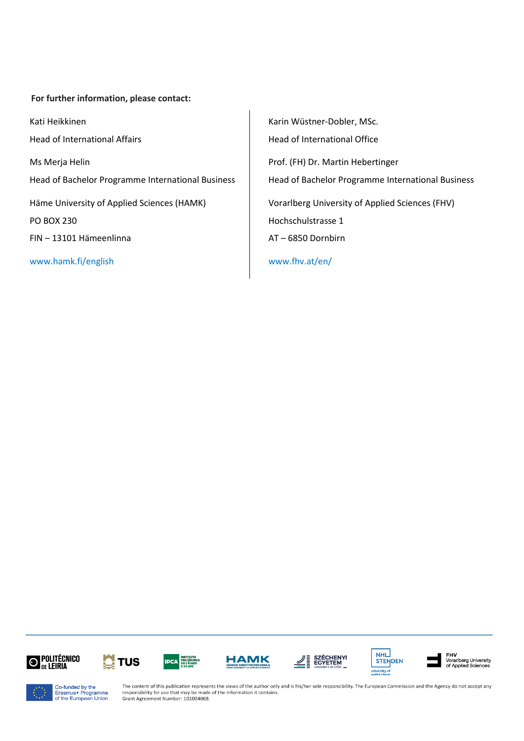**For further information, please contact:**

Kati Heikkinen

Head of International Affairs

Ms Merja Helin

Head of Bachelor Programme International Business

Häme University of Applied Sciences (HAMK)

PO BOX 230

FIN – 13101 Hämeenlinna

www.hamk.fi/english

Karin Wüstner-Dobler, MSc.

Head of International Office

Prof. (FH) Dr. Martin Hebertinger

Head of Bachelor Programme International Business

Vorarlberg University of Applied Sciences (FHV)

Hochschulstrasse 1

AT – 6850 Dornbirn

www.fhv.at/en/

Co-funded by the Erasmus+ Programme of the European Union

The content of this publication represents the views of the author only and is his/her sole responsibility. The European Commission and the Agency do not accept any responsibility for use that may be made of the information it contains.
Grant Agreement Number: 101004068.